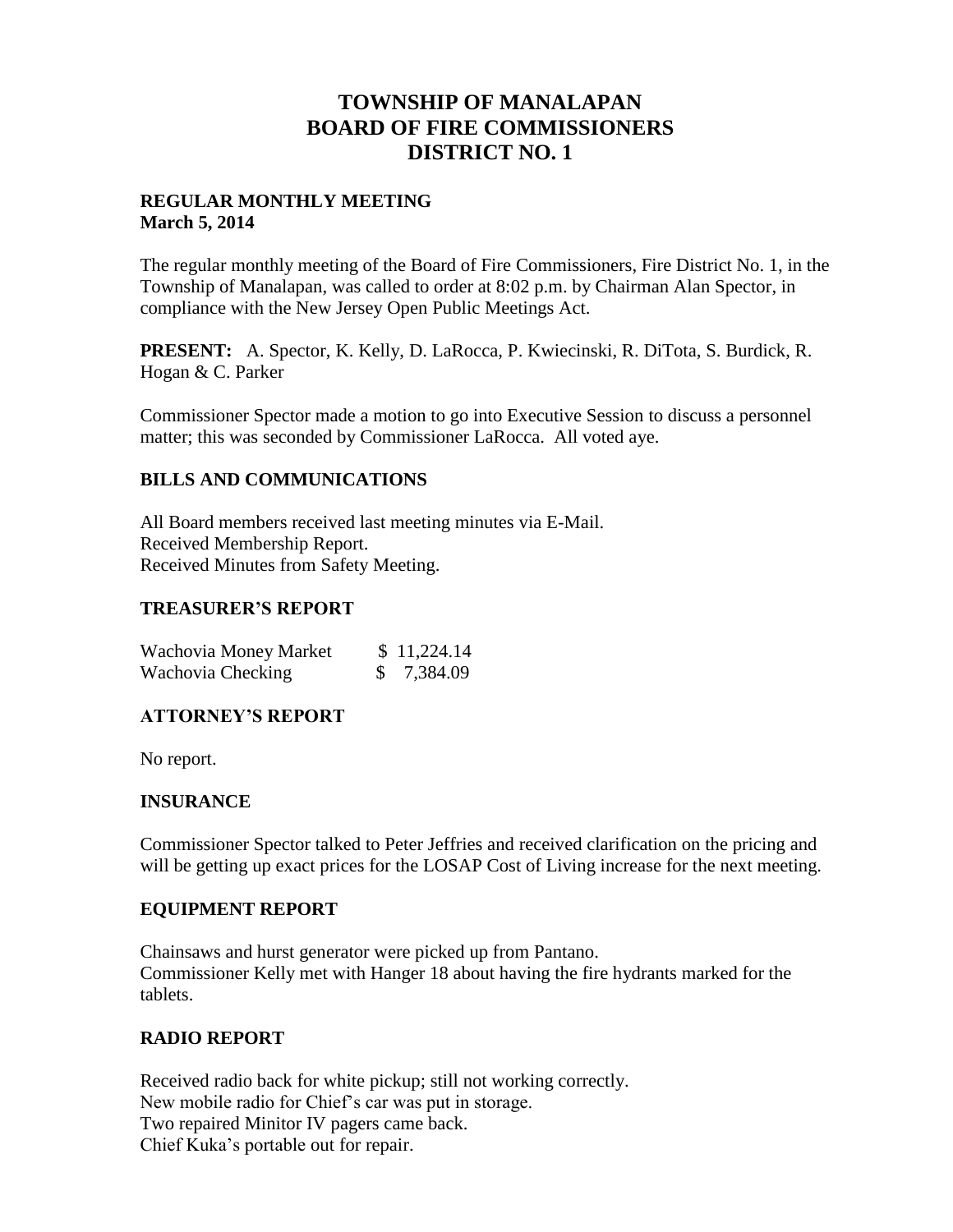# TOWNSHIP OF MANALAPAN
# BOARD OF FIRE COMMISSIONERS
# DISTRICT NO. 1

**REGULAR MONTHLY MEETING**
**March 5, 2014**

The regular monthly meeting of the Board of Fire Commissioners, Fire District No. 1, in the Township of Manalapan, was called to order at 8:02 p.m. by Chairman Alan Spector, in compliance with the New Jersey Open Public Meetings Act.

**PRESENT:** A. Spector, K. Kelly, D. LaRocca, P. Kwiecinski, R. DiTota, S. Burdick, R. Hogan & C. Parker

Commissioner Spector made a motion to go into Executive Session to discuss a personnel matter; this was seconded by Commissioner LaRocca. All voted aye.

## BILLS AND COMMUNICATIONS

All Board members received last meeting minutes via E-Mail.
Received Membership Report.
Received Minutes from Safety Meeting.

## TREASURER'S REPORT

| | |
|---|---|
| Wachovia Money Market | $ 11,224.14 |
| Wachovia Checking | $ 7,384.09 |

## ATTORNEY'S REPORT

No report.

## INSURANCE

Commissioner Spector talked to Peter Jeffries and received clarification on the pricing and will be getting up exact prices for the LOSAP Cost of Living increase for the next meeting.

## EQUIPMENT REPORT

Chainsaws and hurst generator were picked up from Pantano.
Commissioner Kelly met with Hanger 18 about having the fire hydrants marked for the tablets.

## RADIO REPORT

Received radio back for white pickup; still not working correctly.
New mobile radio for Chief's car was put in storage.
Two repaired Minitor IV pagers came back.
Chief Kuka's portable out for repair.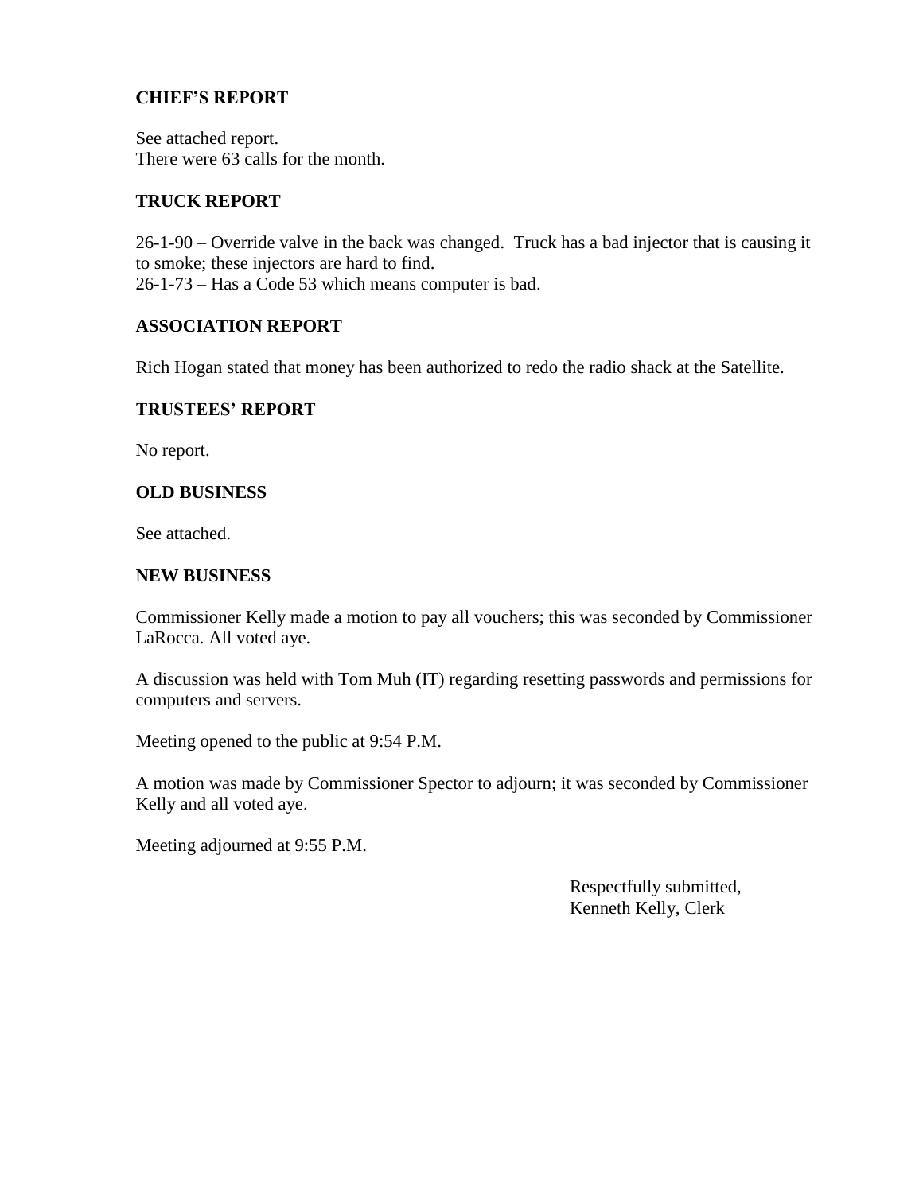## CHIEF'S REPORT

See attached report.
There were 63 calls for the month.

## TRUCK REPORT

26-1-90 – Override valve in the back was changed. Truck has a bad injector that is causing it to smoke; these injectors are hard to find.
26-1-73 – Has a Code 53 which means computer is bad.

## ASSOCIATION REPORT

Rich Hogan stated that money has been authorized to redo the radio shack at the Satellite.

## TRUSTEES' REPORT

No report.

## OLD BUSINESS

See attached.

## NEW BUSINESS

Commissioner Kelly made a motion to pay all vouchers; this was seconded by Commissioner LaRocca. All voted aye.

A discussion was held with Tom Muh (IT) regarding resetting passwords and permissions for computers and servers.

Meeting opened to the public at 9:54 P.M.

A motion was made by Commissioner Spector to adjourn; it was seconded by Commissioner Kelly and all voted aye.

Meeting adjourned at 9:55 P.M.

Respectfully submitted,
Kenneth Kelly, Clerk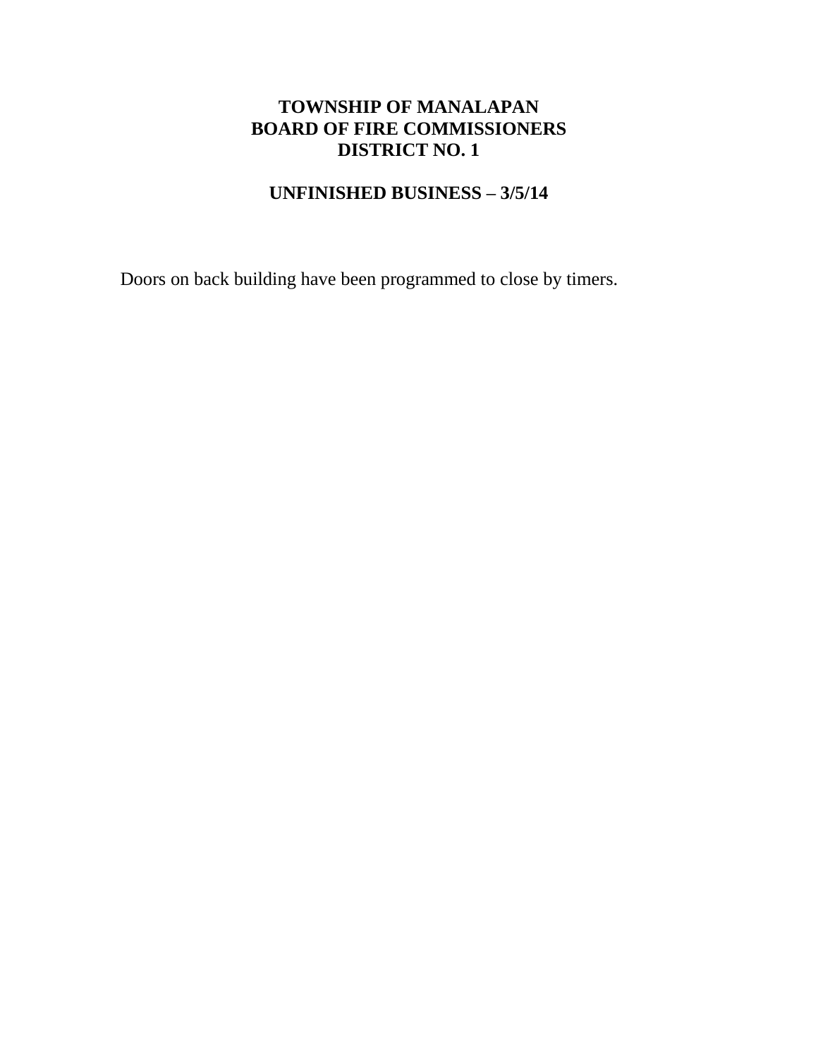**TOWNSHIP OF MANALAPAN**
**BOARD OF FIRE COMMISSIONERS**
**DISTRICT NO. 1**

**UNFINISHED BUSINESS – 3/5/14**

Doors on back building have been programmed to close by timers.